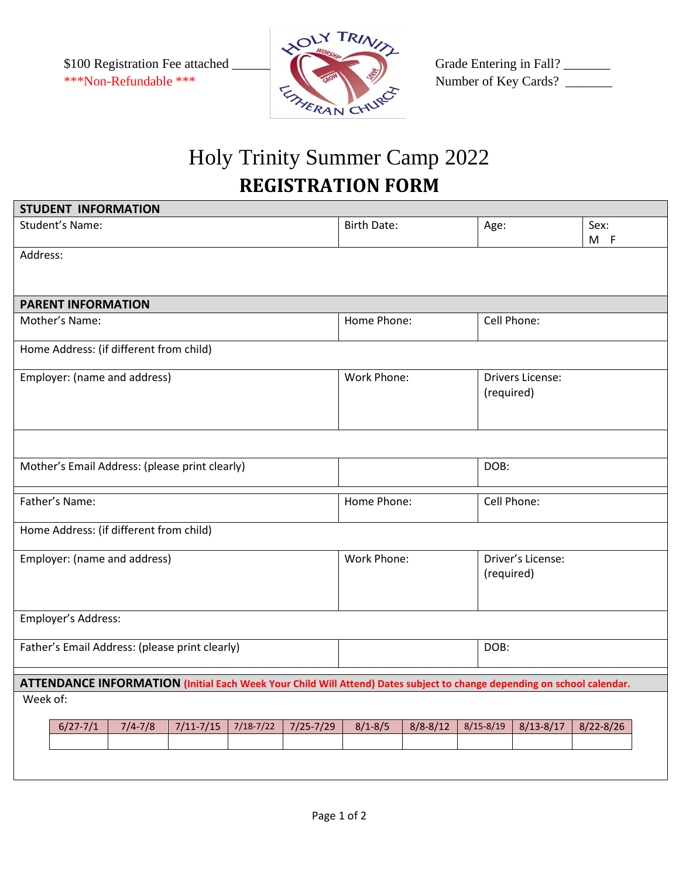$100 Registration Fee attached ______
***Non-Refundable ***

Grade Entering in Fall? _______
Number of Key Cards? _______

# Holy Trinity Summer Camp 2022

## REGISTRATION FORM

| **STUDENT INFORMATION** | | | |
|---|---|---|---|
| Student's Name: | Birth Date: | Age: | Sex: M F |
| Address: | | | |
| **PARENT INFORMATION** | | | |
| Mother's Name: | Home Phone: | Cell Phone: | |
| Home Address: (if different from child) | | | |
| Employer: (name and address) | Work Phone: | Drivers License: (required) | |
| | | | |
| Mother's Email Address: (please print clearly) | | DOB: | |
| Father's Name: | Home Phone: | Cell Phone: | |
| Home Address: (if different from child) | | | |
| Employer: (name and address) | Work Phone: | Driver's License: (required) | |
| Employer's Address: | | | |
| Father's Email Address: (please print clearly) | | DOB: | |

**ATTENDANCE INFORMATION** **(Initial Each Week Your Child Will Attend) Dates subject to change depending on school calendar.**

Week of:

| 6/27-7/1 | 7/4-7/8 | 7/11-7/15 | 7/18-7/22 | 7/25-7/29 | 8/1-8/5 | 8/8-8/12 | 8/15-8/19 | 8/13-8/17 | 8/22-8/26 |
|---|---|---|---|---|---|---|---|---|---|
| | | | | | | | | | |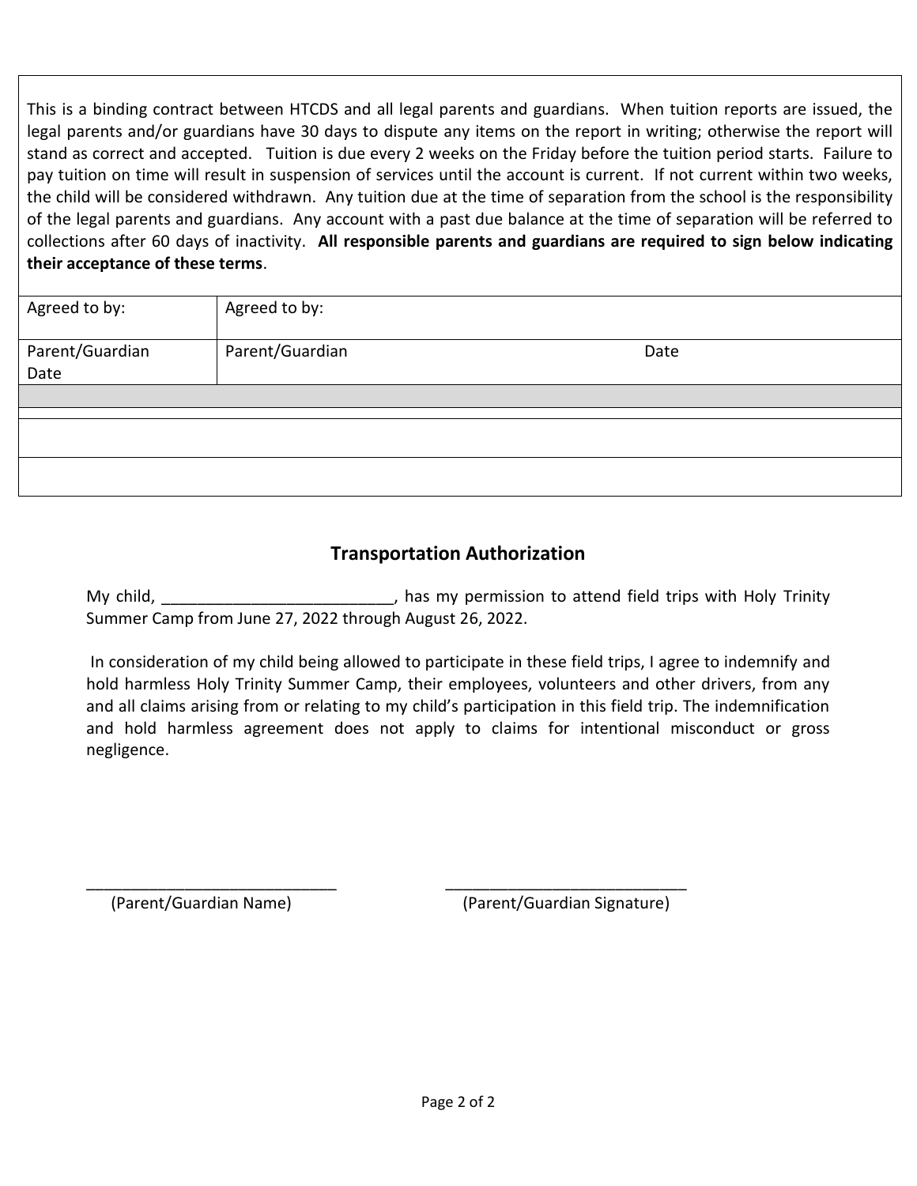This is a binding contract between HTCDS and all legal parents and guardians. When tuition reports are issued, the legal parents and/or guardians have 30 days to dispute any items on the report in writing; otherwise the report will stand as correct and accepted. Tuition is due every 2 weeks on the Friday before the tuition period starts. Failure to pay tuition on time will result in suspension of services until the account is current. If not current within two weeks, the child will be considered withdrawn. Any tuition due at the time of separation from the school is the responsibility of the legal parents and guardians. Any account with a past due balance at the time of separation will be referred to collections after 60 days of inactivity. **All responsible parents and guardians are required to sign below indicating their acceptance of these terms**.

| Agreed to by: | Agreed to by: | |
|---|---|---|
| Parent/Guardian Date | Parent/Guardian | Date |

## Transportation Authorization

My child, _________________________, has my permission to attend field trips with Holy Trinity Summer Camp from June 27, 2022 through August 26, 2022.

In consideration of my child being allowed to participate in these field trips, I agree to indemnify and hold harmless Holy Trinity Summer Camp, their employees, volunteers and other drivers, from any and all claims arising from or relating to my child's participation in this field trip. The indemnification and hold harmless agreement does not apply to claims for intentional misconduct or gross negligence.

____________________________ (Parent/Guardian Name)

____________________________ (Parent/Guardian Signature)